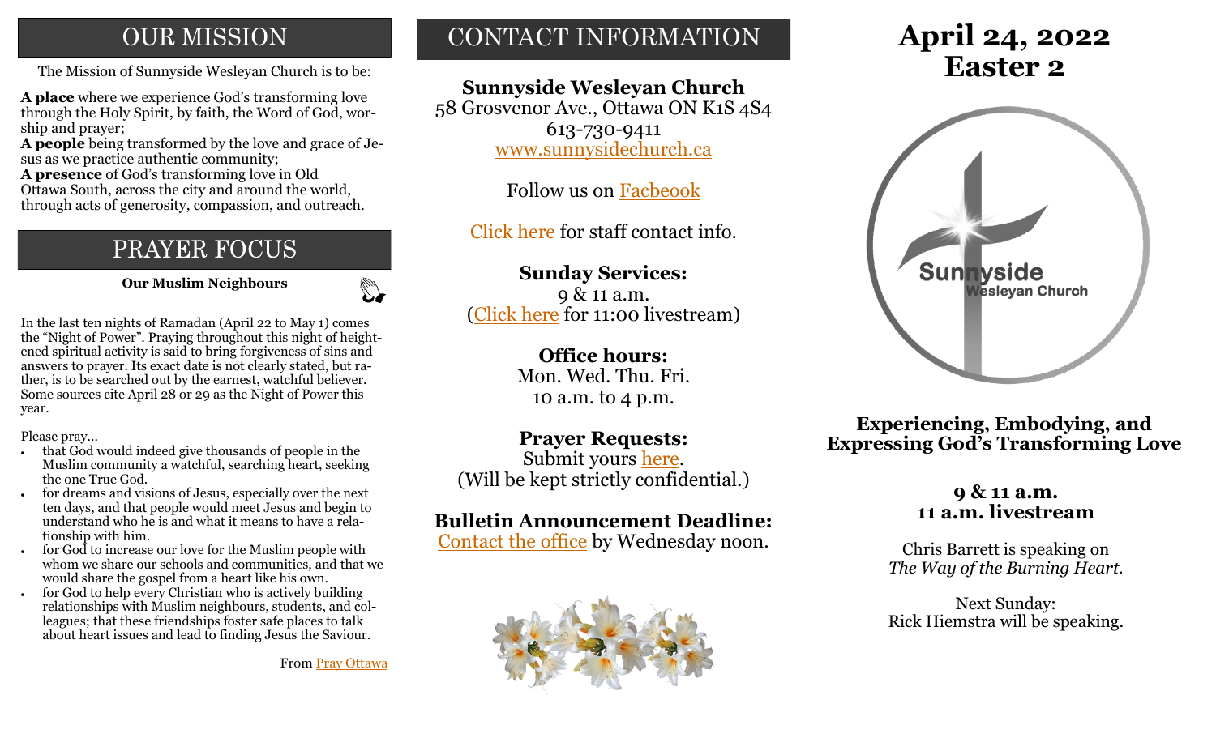# OUR MISSION

The Mission of Sunnyside Wesleyan Church is to be:

**A place** where we experience God's transforming love through the Holy Spirit, by faith, the Word of God, worship and prayer;
**A people** being transformed by the love and grace of Jesus as we practice authentic community;
**A presence** of God's transforming love in Old Ottawa South, across the city and around the world, through acts of generosity, compassion, and outreach.

# PRAYER FOCUS

**Our Muslim Neighbours**

In the last ten nights of Ramadan (April 22 to May 1) comes the "Night of Power". Praying throughout this night of heightened spiritual activity is said to bring forgiveness of sins and answers to prayer. Its exact date is not clearly stated, but rather, is to be searched out by the earnest, watchful believer. Some sources cite April 28 or 29 as the Night of Power this year.

Please pray...

- that God would indeed give thousands of people in the Muslim community a watchful, searching heart, seeking the one True God.
- for dreams and visions of Jesus, especially over the next ten days, and that people would meet Jesus and begin to understand who he is and what it means to have a relationship with him.
- for God to increase our love for the Muslim people with whom we share our schools and communities, and that we would share the gospel from a heart like his own.
- for God to help every Christian who is actively building relationships with Muslim neighbours, students, and colleagues; that these friendships foster safe places to talk about heart issues and lead to finding Jesus the Saviour.

From Pray Ottawa

# CONTACT INFORMATION

**Sunnyside Wesleyan Church**
58 Grosvenor Ave., Ottawa ON K1S 4S4
613-730-9411
www.sunnysidechurch.ca

Follow us on Facbeook

Click here for staff contact info.

**Sunday Services:**
9 & 11 a.m.
(Click here for 11:00 livestream)

**Office hours:**
Mon. Wed. Thu. Fri.
10 a.m. to 4 p.m.

**Prayer Requests:**
Submit yours here.
(Will be kept strictly confidential.)

**Bulletin Announcement Deadline:**
Contact the office by Wednesday noon.

# April 24, 2022
# Easter 2

Sunnyside Wesleyan Church

**Experiencing, Embodying, and Expressing God's Transforming Love**

**9 & 11 a.m.**
**11 a.m. livestream**

Chris Barrett is speaking on
*The Way of the Burning Heart.*

Next Sunday:
Rick Hiemstra will be speaking.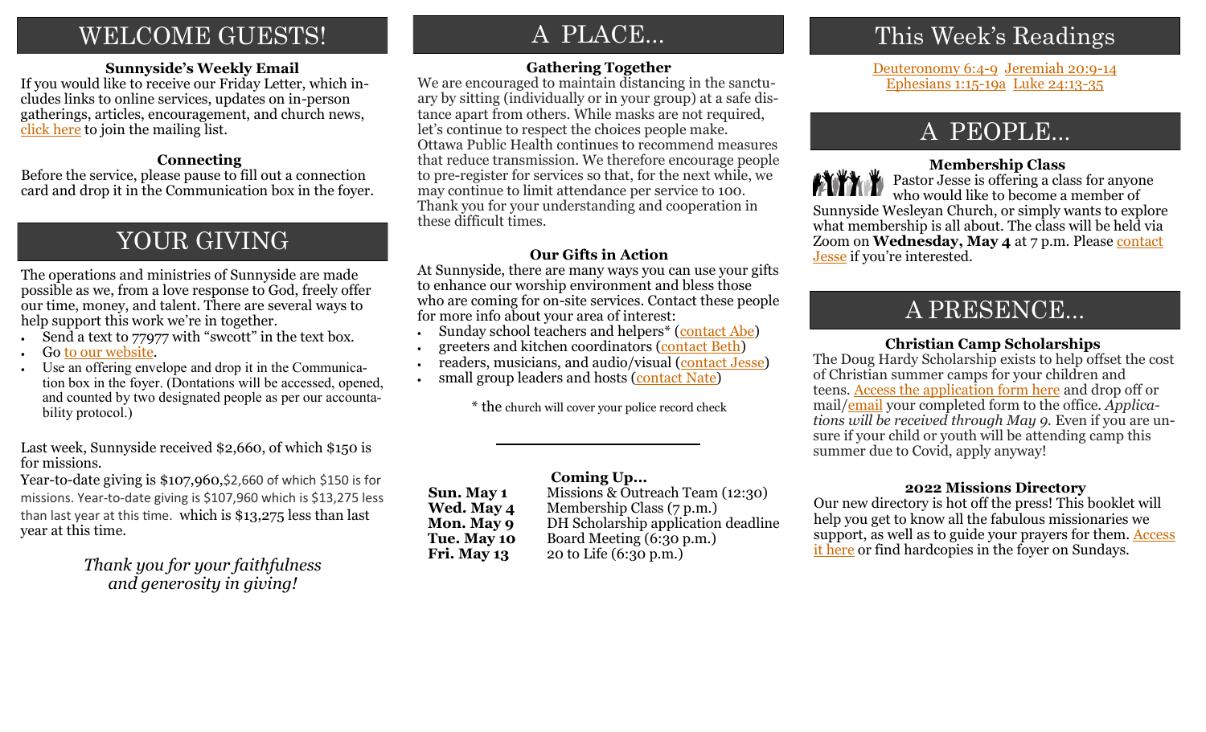# WELCOME GUESTS!

**Sunnyside's Weekly Email**

If you would like to receive our Friday Letter, which includes links to online services, updates on in-person gatherings, articles, encouragement, and church news, click here to join the mailing list.

**Connecting**

Before the service, please pause to fill out a connection card and drop it in the Communication box in the foyer.

# YOUR GIVING

The operations and ministries of Sunnyside are made possible as we, from a love response to God, freely offer our time, money, and talent. There are several ways to help support this work we're in together.

- Send a text to 77977 with "swcott" in the text box.
- Go to our website.
- Use an offering envelope and drop it in the Communication box in the foyer. (Dontations will be accessed, opened, and counted by two designated people as per our accountability protocol.)

Last week, Sunnyside received $2,660, of which $150 is for missions.

Year-to-date giving is $107,960,$2,660 of which $150 is for missions. Year-to-date giving is $107,960 which is $13,275 less than last year at this time. which is $13,275 less than last year at this time.

*Thank you for your faithfulness and generosity in giving!*

# A PLACE...

**Gathering Together**

We are encouraged to maintain distancing in the sanctuary by sitting (individually or in your group) at a safe distance apart from others. While masks are not required, let's continue to respect the choices people make. Ottawa Public Health continues to recommend measures that reduce transmission. We therefore encourage people to pre-register for services so that, for the next while, we may continue to limit attendance per service to 100. Thank you for your understanding and cooperation in these difficult times.

**Our Gifts in Action**

At Sunnyside, there are many ways you can use your gifts to enhance our worship environment and bless those who are coming for on-site services. Contact these people for more info about your area of interest:

- Sunday school teachers and helpers* (contact Abe)
- greeters and kitchen coordinators (contact Beth)
- readers, musicians, and audio/visual (contact Jesse)
- small group leaders and hosts (contact Nate)

\* the church will cover your police record check

**Coming Up...**

| | |
|---|---|
| **Sun. May 1** | Missions & Outreach Team (12:30) |
| **Wed. May 4** | Membership Class (7 p.m.) |
| **Mon. May 9** | DH Scholarship application deadline |
| **Tue. May 10** | Board Meeting (6:30 p.m.) |
| **Fri. May 13** | 20 to Life (6:30 p.m.) |

# This Week's Readings

Deuteronomy 6:4-9 Jeremiah 20:9-14
Ephesians 1:15-19a Luke 24:13-35

# A PEOPLE...

**Membership Class**

Pastor Jesse is offering a class for anyone who would like to become a member of Sunnyside Wesleyan Church, or simply wants to explore what membership is all about. The class will be held via Zoom on **Wednesday, May 4** at 7 p.m. Please contact Jesse if you're interested.

# A PRESENCE...

**Christian Camp Scholarships**

The Doug Hardy Scholarship exists to help offset the cost of Christian summer camps for your children and teens. Access the application form here and drop off or mail/email your completed form to the office. *Applications will be received through May 9.* Even if you are unsure if your child or youth will be attending camp this summer due to Covid, apply anyway!

**2022 Missions Directory**

Our new directory is hot off the press! This booklet will help you get to know all the fabulous missionaries we support, as well as to guide your prayers for them. Access it here or find hardcopies in the foyer on Sundays.